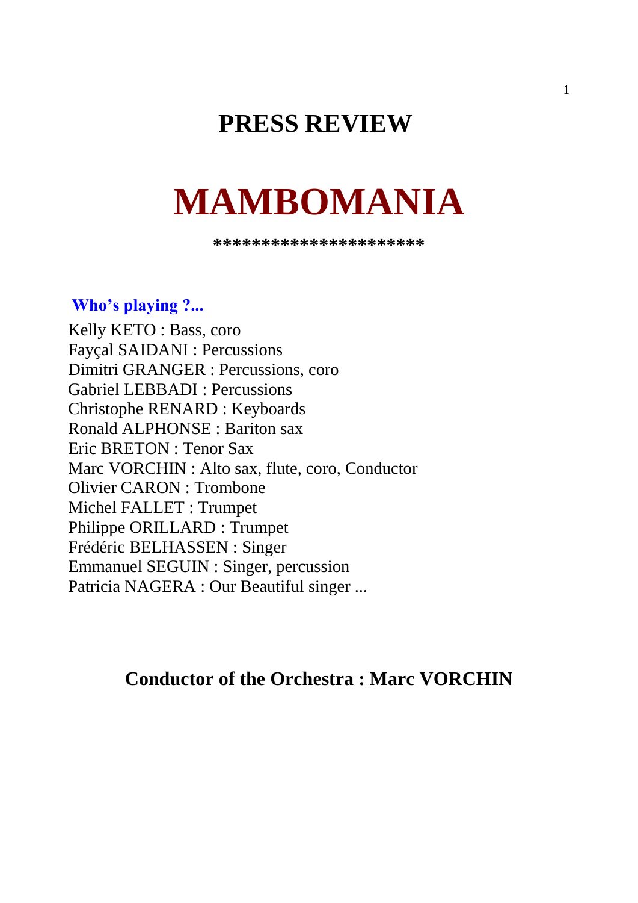# PRESS REVIEW

# MAMBOMANIA

*********************

### Who's playing ?...

Kelly KETO : Bass, coro
Fayçal SAIDANI : Percussions
Dimitri GRANGER : Percussions, coro
Gabriel LEBBADI : Percussions
Christophe RENARD : Keyboards
Ronald ALPHONSE : Bariton sax
Eric BRETON : Tenor Sax
Marc VORCHIN : Alto sax, flute, coro, Conductor
Olivier CARON : Trombone
Michel FALLET : Trumpet
Philippe ORILLARD : Trumpet
Frédéric BELHASSEN : Singer
Emmanuel SEGUIN : Singer, percussion
Patricia NAGERA : Our Beautiful singer ...

**Conductor of the Orchestra : Marc VORCHIN**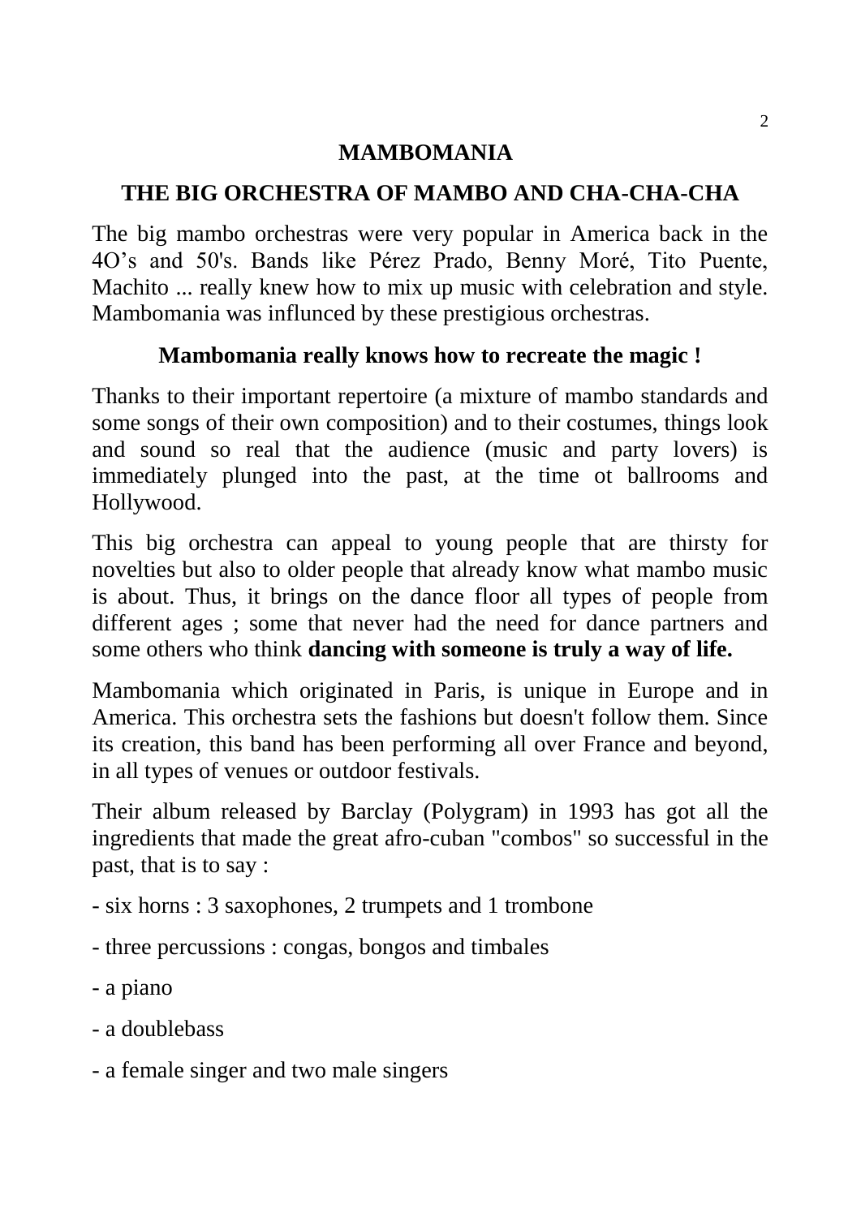# MAMBOMANIA

## THE BIG ORCHESTRA OF MAMBO AND CHA-CHA-CHA

The big mambo orchestras were very popular in America back in the 4O’s and 50's. Bands like Pérez Prado, Benny Moré, Tito Puente, Machito ... really knew how to mix up music with celebration and style. Mambomania was influnced by these prestigious orchestras.

**Mambomania really knows how to recreate the magic !**

Thanks to their important repertoire (a mixture of mambo standards and some songs of their own composition) and to their costumes, things look and sound so real that the audience (music and party lovers) is immediately plunged into the past, at the time ot ballrooms and Hollywood.

This big orchestra can appeal to young people that are thirsty for novelties but also to older people that already know what mambo music is about. Thus, it brings on the dance floor all types of people from different ages ; some that never had the need for dance partners and some others who think **dancing with someone is truly a way of life.**

Mambomania which originated in Paris, is unique in Europe and in America. This orchestra sets the fashions but doesn't follow them. Since its creation, this band has been performing all over France and beyond, in all types of venues or outdoor festivals.

Their album released by Barclay (Polygram) in 1993 has got all the ingredients that made the great afro-cuban "combos" so successful in the past, that is to say :

- six horns : 3 saxophones, 2 trumpets and 1 trombone
- three percussions : congas, bongos and timbales
- a piano
- a doublebass
- a female singer and two male singers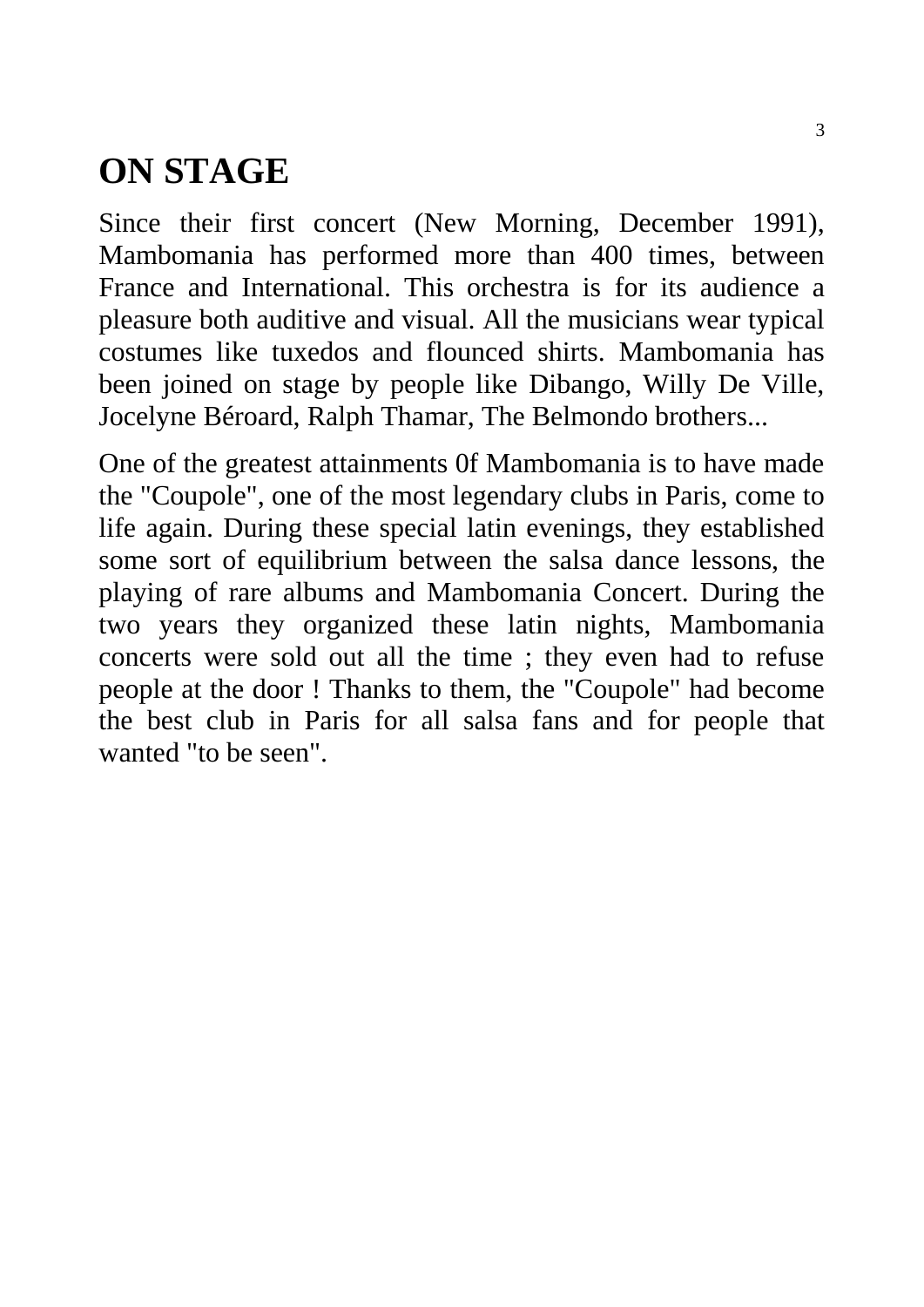# ON STAGE

Since their first concert (New Morning, December 1991), Mambomania has performed more than 400 times, between France and International. This orchestra is for its audience a pleasure both auditive and visual. All the musicians wear typical costumes like tuxedos and flounced shirts. Mambomania has been joined on stage by people like Dibango, Willy De Ville, Jocelyne Béroard, Ralph Thamar, The Belmondo brothers...

One of the greatest attainments 0f Mambomania is to have made the "Coupole", one of the most legendary clubs in Paris, come to life again. During these special latin evenings, they established some sort of equilibrium between the salsa dance lessons, the playing of rare albums and Mambomania Concert. During the two years they organized these latin nights, Mambomania concerts were sold out all the time ; they even had to refuse people at the door ! Thanks to them, the "Coupole" had become the best club in Paris for all salsa fans and for people that wanted "to be seen".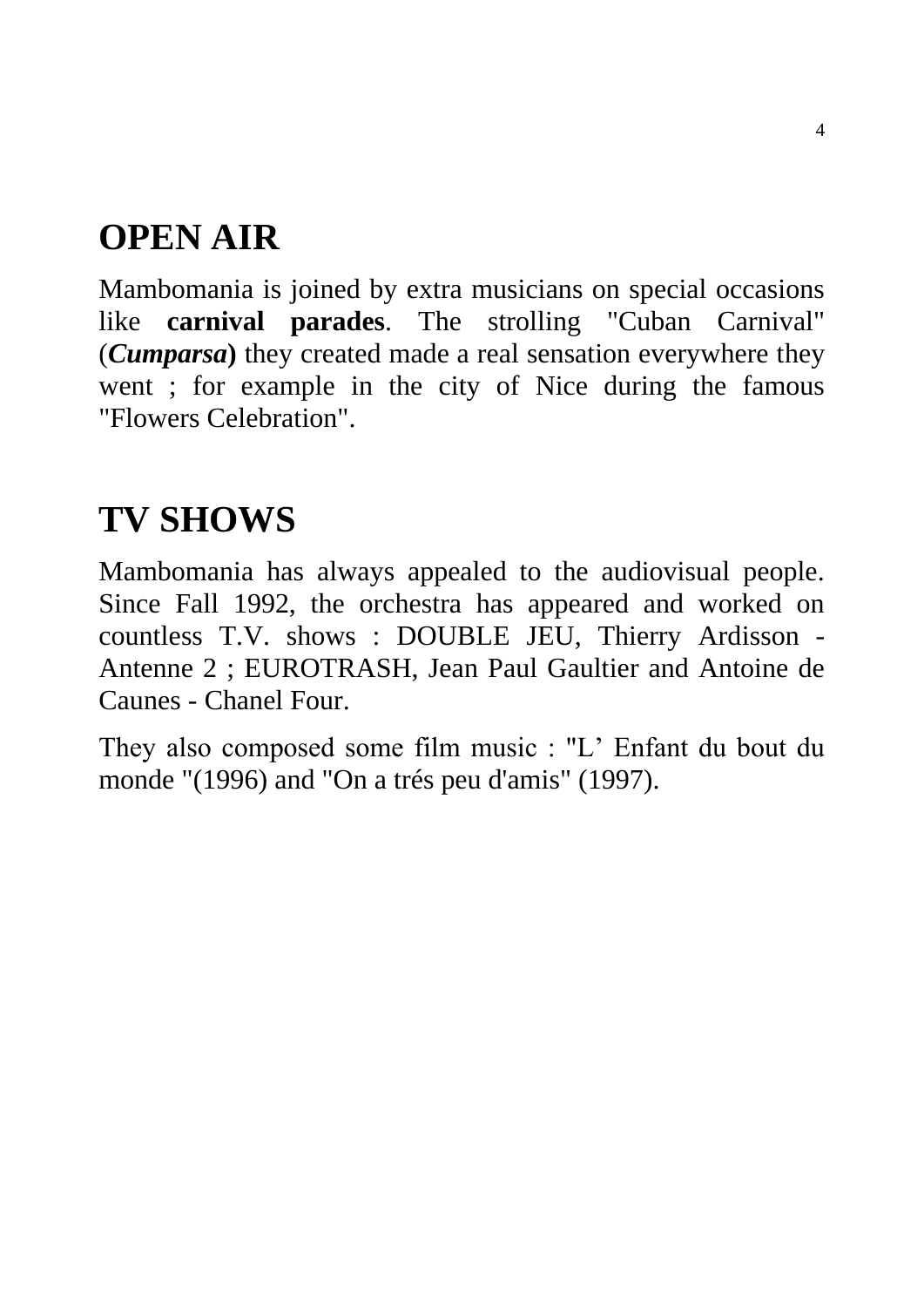# OPEN AIR

Mambomania is joined by extra musicians on special occasions like **carnival parades**. The strolling "Cuban Carnival" (***Cumparsa***) they created made a real sensation everywhere they went ; for example in the city of Nice during the famous "Flowers Celebration".

# TV SHOWS

Mambomania has always appealed to the audiovisual people. Since Fall 1992, the orchestra has appeared and worked on countless T.V. shows : DOUBLE JEU, Thierry Ardisson - Antenne 2 ; EUROTRASH, Jean Paul Gaultier and Antoine de Caunes - Chanel Four.

They also composed some film music : "L' Enfant du bout du monde "(1996) and "On a trés peu d'amis" (1997).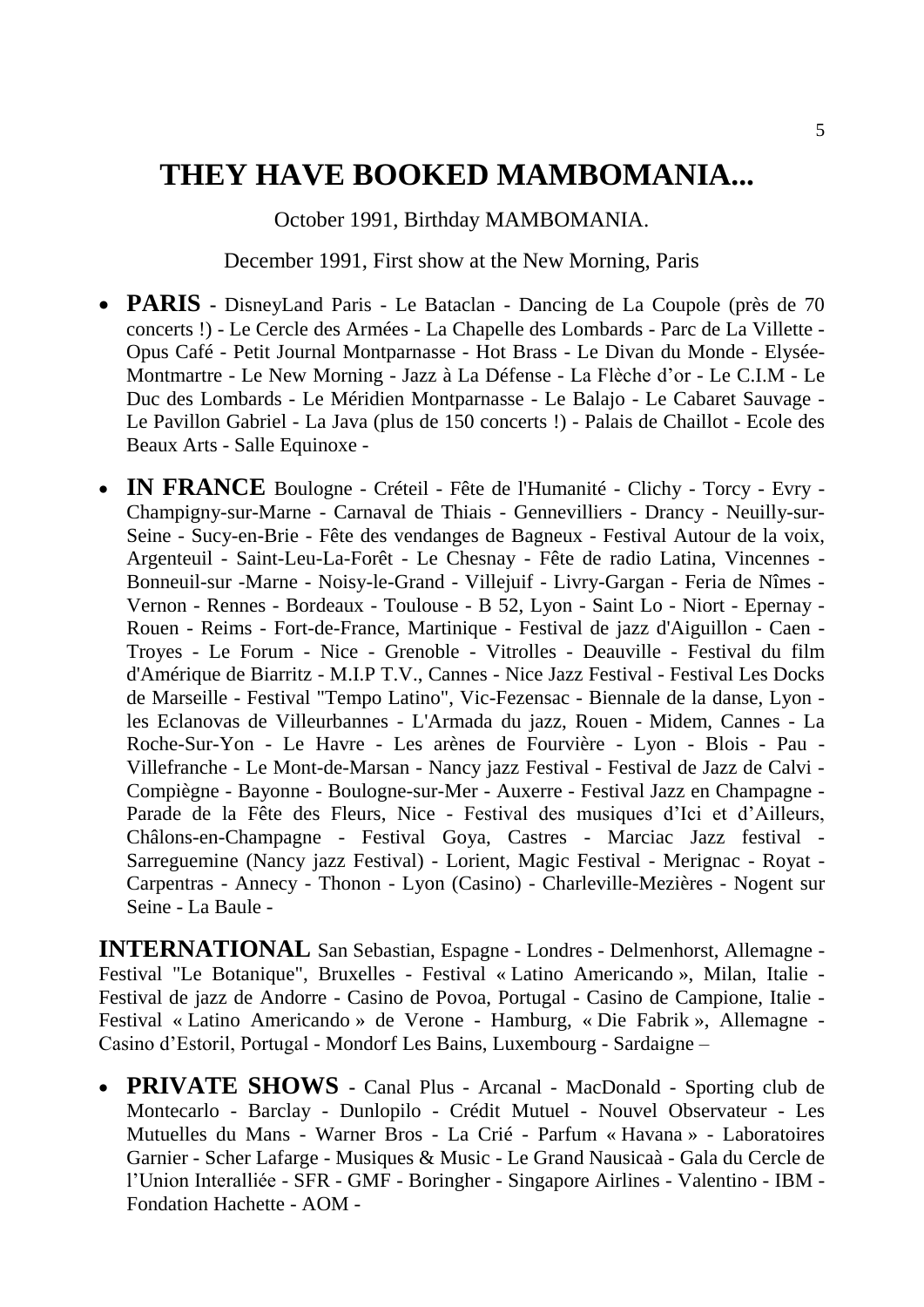# THEY HAVE BOOKED MAMBOMANIA...

October 1991, Birthday MAMBOMANIA.

December 1991, First show at the New Morning, Paris

- **PARIS** - DisneyLand Paris - Le Bataclan - Dancing de La Coupole (près de 70 concerts !) - Le Cercle des Armées - La Chapelle des Lombards - Parc de La Villette - Opus Café - Petit Journal Montparnasse - Hot Brass - Le Divan du Monde - Elysée-Montmartre - Le New Morning - Jazz à La Défense - La Flèche d'or - Le C.I.M - Le Duc des Lombards - Le Méridien Montparnasse - Le Balajo - Le Cabaret Sauvage - Le Pavillon Gabriel - La Java (plus de 150 concerts !) - Palais de Chaillot - Ecole des Beaux Arts - Salle Equinoxe -

- **IN FRANCE** Boulogne - Créteil - Fête de l'Humanité - Clichy - Torcy - Evry - Champigny-sur-Marne - Carnaval de Thiais - Gennevilliers - Drancy - Neuilly-sur-Seine - Sucy-en-Brie - Fête des vendanges de Bagneux - Festival Autour de la voix, Argenteuil - Saint-Leu-La-Forêt - Le Chesnay - Fête de radio Latina, Vincennes - Bonneuil-sur -Marne - Noisy-le-Grand - Villejuif - Livry-Gargan - Feria de Nîmes - Vernon - Rennes - Bordeaux - Toulouse - B 52, Lyon - Saint Lo - Niort - Epernay - Rouen - Reims - Fort-de-France, Martinique - Festival de jazz d'Aiguillon - Caen - Troyes - Le Forum - Nice - Grenoble - Vitrolles - Deauville - Festival du film d'Amérique de Biarritz - M.I.P T.V., Cannes - Nice Jazz Festival - Festival Les Docks de Marseille - Festival "Tempo Latino", Vic-Fezensac - Biennale de la danse, Lyon - les Eclanovas de Villeurbannes - L'Armada du jazz, Rouen - Midem, Cannes - La Roche-Sur-Yon - Le Havre - Les arènes de Fourvière - Lyon - Blois - Pau - Villefranche - Le Mont-de-Marsan - Nancy jazz Festival - Festival de Jazz de Calvi - Compiègne - Bayonne - Boulogne-sur-Mer - Auxerre - Festival Jazz en Champagne - Parade de la Fête des Fleurs, Nice - Festival des musiques d'Ici et d'Ailleurs, Châlons-en-Champagne - Festival Goya, Castres - Marciac Jazz festival - Sarreguemine (Nancy jazz Festival) - Lorient, Magic Festival - Merignac - Royat - Carpentras - Annecy - Thonon - Lyon (Casino) - Charleville-Mezières - Nogent sur Seine - La Baule -

**INTERNATIONAL** San Sebastian, Espagne - Londres - Delmenhorst, Allemagne - Festival "Le Botanique", Bruxelles - Festival « Latino Americando », Milan, Italie - Festival de jazz de Andorre - Casino de Povoa, Portugal - Casino de Campione, Italie - Festival « Latino Americando » de Verone - Hamburg, « Die Fabrik », Allemagne - Casino d'Estoril, Portugal - Mondorf Les Bains, Luxembourg - Sardaigne –

- **PRIVATE SHOWS** - Canal Plus - Arcanal - MacDonald - Sporting club de Montecarlo - Barclay - Dunlopilo - Crédit Mutuel - Nouvel Observateur - Les Mutuelles du Mans - Warner Bros - La Crié - Parfum « Havana » - Laboratoires Garnier - Scher Lafarge - Musiques & Music - Le Grand Nausicaà - Gala du Cercle de l'Union Interalliée - SFR - GMF - Boringher - Singapore Airlines - Valentino - IBM - Fondation Hachette - AOM -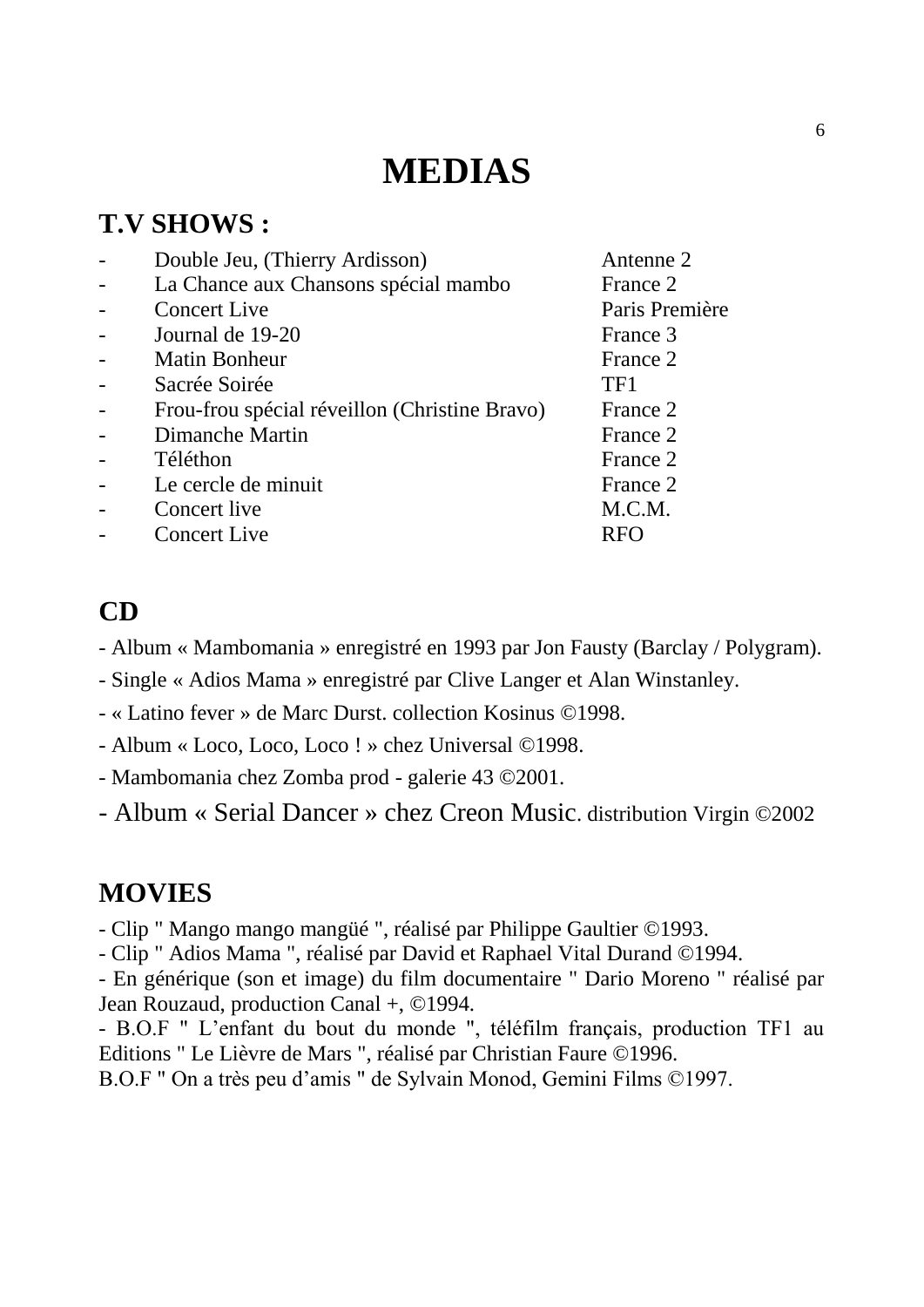# MEDIAS

## T.V SHOWS :

| Show | Channel |
| --- | --- |
| Double Jeu, (Thierry Ardisson) | Antenne 2 |
| La Chance aux Chansons spécial mambo | France 2 |
| Concert Live | Paris Première |
| Journal de 19-20 | France 3 |
| Matin Bonheur | France 2 |
| Sacrée Soirée | TF1 |
| Frou-frou spécial réveillon (Christine Bravo) | France 2 |
| Dimanche Martin | France 2 |
| Téléthon | France 2 |
| Le cercle de minuit | France 2 |
| Concert live | M.C.M. |
| Concert Live | RFO |

## CD

- Album « Mambomania » enregistré en 1993 par Jon Fausty (Barclay / Polygram).
- Single « Adios Mama » enregistré par Clive Langer et Alan Winstanley.
- « Latino fever » de Marc Durst. collection Kosinus ©1998.
- Album « Loco, Loco, Loco ! » chez Universal ©1998.
- Mambomania chez Zomba prod - galerie 43 ©2001.
- Album « Serial Dancer » chez Creon Music. distribution Virgin ©2002

## MOVIES

- Clip " Mango mango mangüé ", réalisé par Philippe Gaultier ©1993.
- Clip " Adios Mama ", réalisé par David et Raphael Vital Durand ©1994.
- En générique (son et image) du film documentaire " Dario Moreno " réalisé par Jean Rouzaud, production Canal +, ©1994.
- B.O.F " L'enfant du bout du monde ", téléfilm français, production TF1 au Editions " Le Lièvre de Mars ", réalisé par Christian Faure ©1996.

B.O.F " On a très peu d'amis " de Sylvain Monod, Gemini Films ©1997.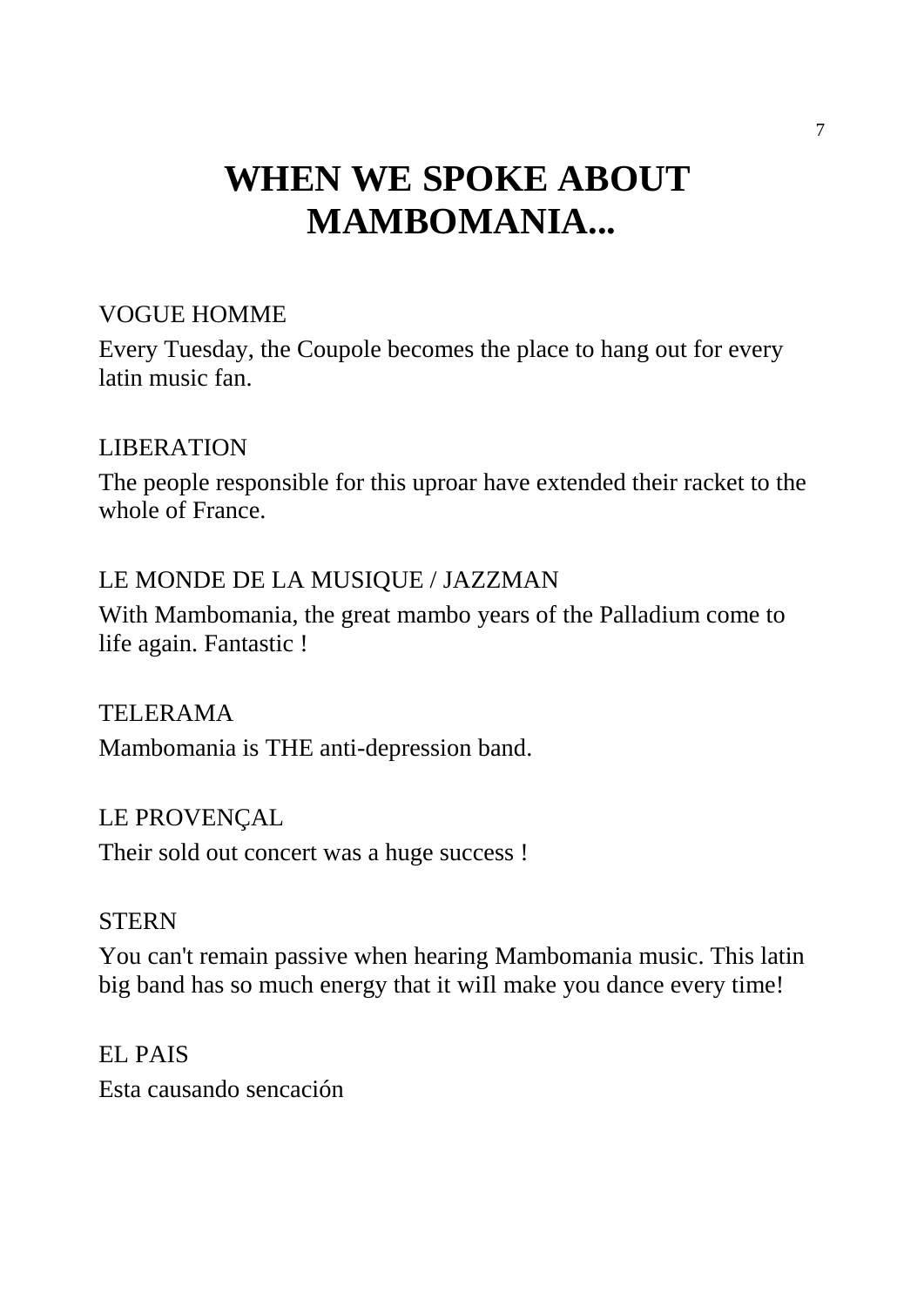# WHEN WE SPOKE ABOUT MAMBOMANIA...

VOGUE HOMME

Every Tuesday, the Coupole becomes the place to hang out for every latin music fan.

LIBERATION

The people responsible for this uproar have extended their racket to the whole of France.

LE MONDE DE LA MUSIQUE / JAZZMAN

With Mambomania, the great mambo years of the Palladium come to life again. Fantastic !

TELERAMA

Mambomania is THE anti-depression band.

LE PROVENÇAL

Their sold out concert was a huge success !

STERN

You can't remain passive when hearing Mambomania music. This latin big band has so much energy that it wiIl make you dance every time!

EL PAIS

Esta causando sencación